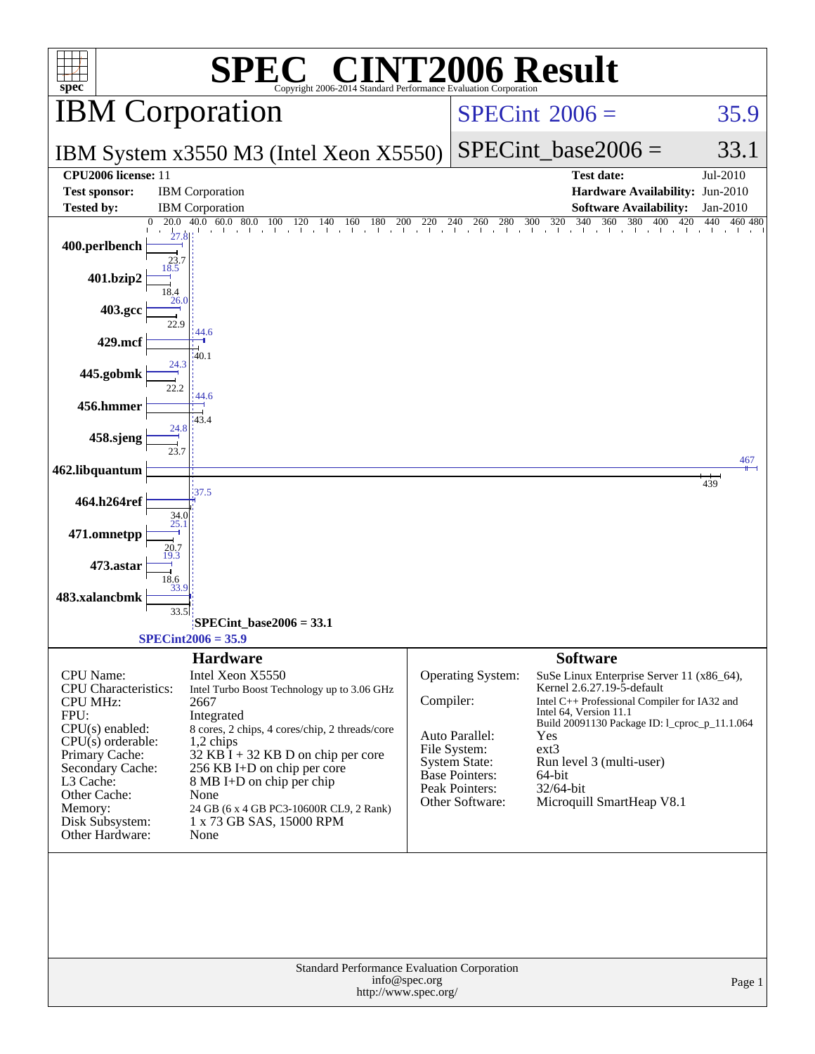# SPEC® CINT2006 Result

Copyright 2006-2014 Standard Performance Evaluation Corporation

## IBM Corporation

IBM System x3550 M3 (Intel Xeon X5550)

SPECint 2006 = 35.9

SPECint_base2006 = 33.1

| | | | |
|---|---|---|---|
| **CPU2006 license:** | 11 | **Test date:** | Jul-2010 |
| **Test sponsor:** | IBM Corporation | **Hardware Availability:** | Jun-2010 |
| **Tested by:** | IBM Corporation | **Software Availability:** | Jan-2010 |

| Benchmark | Peak | Base |
|---|---|---|
| 400.perlbench | 27.8 | 23.7 |
| 401.bzip2 | 18.5 | 18.4 |
| 403.gcc | 26.0 | 22.9 |
| 429.mcf | 44.6 | 40.1 |
| 445.gobmk | 24.3 | 22.2 |
| 456.hmmer | 44.6 | 43.4 |
| 458.sjeng | 24.8 | 23.7 |
| 462.libquantum | 467 | 439 |
| 464.h264ref | 37.5 | 34.0 |
| 471.omnetpp | 25.1 | 20.7 |
| 473.astar | 19.3 | 18.6 |
| 483.xalancbmk | 33.9 | 33.5 |

SPECint_base2006 = 33.1

SPECint2006 = 35.9

## Hardware

| | |
|---|---|
| CPU Name: | Intel Xeon X5550 |
| CPU Characteristics: | Intel Turbo Boost Technology up to 3.06 GHz |
| CPU MHz: | 2667 |
| FPU: | Integrated |
| CPU(s) enabled: | 8 cores, 2 chips, 4 cores/chip, 2 threads/core |
| CPU(s) orderable: | 1,2 chips |
| Primary Cache: | 32 KB I + 32 KB D on chip per core |
| Secondary Cache: | 256 KB I+D on chip per core |
| L3 Cache: | 8 MB I+D on chip per chip |
| Other Cache: | None |
| Memory: | 24 GB (6 x 4 GB PC3-10600R CL9, 2 Rank) |
| Disk Subsystem: | 1 x 73 GB SAS, 15000 RPM |
| Other Hardware: | None |

## Software

| | |
|---|---|
| Operating System: | SuSe Linux Enterprise Server 11 (x86_64), Kernel 2.6.27.19-5-default |
| Compiler: | Intel C++ Professional Compiler for IA32 and Intel 64, Version 11.1 Build 20091130 Package ID: l_cproc_p_11.1.064 |
| Auto Parallel: | Yes |
| File System: | ext3 |
| System State: | Run level 3 (multi-user) |
| Base Pointers: | 64-bit |
| Peak Pointers: | 32/64-bit |
| Other Software: | Microquill SmartHeap V8.1 |

Standard Performance Evaluation Corporation
info@spec.org
http://www.spec.org/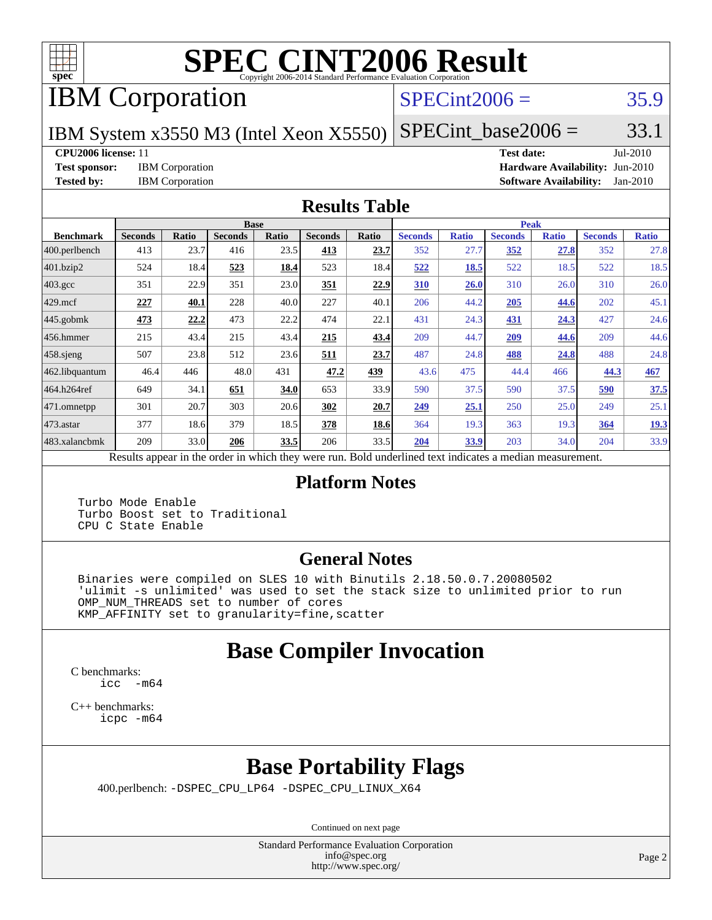# SPEC CINT2006 Result

Copyright 2006-2014 Standard Performance Evaluation Corporation

## IBM Corporation

IBM System x3550 M3 (Intel Xeon X5550)

SPECint2006 = 35.9

SPECint_base2006 = 33.1

| | | | |
|---|---|---|---|
| **CPU2006 license:** 11 | | **Test date:** | Jul-2010 |
| **Test sponsor:** | IBM Corporation | **Hardware Availability:** | Jun-2010 |
| **Tested by:** | IBM Corporation | **Software Availability:** | Jan-2010 |

## Results Table

| Benchmark | Base | | | | | | Peak | | | | | |
|---|---|---|---|---|---|---|---|---|---|---|---|---|
| | Seconds | Ratio | Seconds | Ratio | Seconds | Ratio | Seconds | Ratio | Seconds | Ratio | Seconds | Ratio |
| 400.perlbench | 413 | 23.7 | 416 | 23.5 | **413** | **23.7** | 352 | 27.7 | **352** | **27.8** | 352 | 27.8 |
| 401.bzip2 | 524 | 18.4 | **523** | **18.4** | 523 | 18.4 | **522** | **18.5** | 522 | 18.5 | 522 | 18.5 |
| 403.gcc | 351 | 22.9 | 351 | 23.0 | **351** | **22.9** | **310** | **26.0** | 310 | 26.0 | 310 | 26.0 |
| 429.mcf | **227** | **40.1** | 228 | 40.0 | 227 | 40.1 | 206 | 44.2 | **205** | **44.6** | 202 | 45.1 |
| 445.gobmk | **473** | **22.2** | 473 | 22.2 | 474 | 22.1 | 431 | 24.3 | **431** | **24.3** | 427 | 24.6 |
| 456.hmmer | 215 | 43.4 | 215 | 43.4 | **215** | **43.4** | 209 | 44.7 | **209** | **44.6** | 209 | 44.6 |
| 458.sjeng | 507 | 23.8 | 512 | 23.6 | **511** | **23.7** | 487 | 24.8 | **488** | **24.8** | 488 | 24.8 |
| 462.libquantum | 46.4 | 446 | 48.0 | 431 | **47.2** | **439** | 43.6 | 475 | 44.4 | 466 | **44.3** | **467** |
| 464.h264ref | 649 | 34.1 | **651** | **34.0** | 653 | 33.9 | 590 | 37.5 | 590 | 37.5 | **590** | **37.5** |
| 471.omnetpp | 301 | 20.7 | 303 | 20.6 | **302** | **20.7** | **249** | **25.1** | 250 | 25.0 | 249 | 25.1 |
| 473.astar | 377 | 18.6 | 379 | 18.5 | **378** | **18.6** | 364 | 19.3 | 363 | 19.3 | **364** | **19.3** |
| 483.xalancbmk | 209 | 33.0 | **206** | **33.5** | 206 | 33.5 | **204** | **33.9** | 203 | 34.0 | 204 | 33.9 |

Results appear in the order in which they were run. Bold underlined text indicates a median measurement.

## Platform Notes

```
Turbo Mode Enable
Turbo Boost set to Traditional
CPU C State Enable
```

## General Notes

```
Binaries were compiled on SLES 10 with Binutils 2.18.50.0.7.20080502
'ulimit -s unlimited' was used to set the stack size to unlimited prior to run
OMP_NUM_THREADS set to number of cores
KMP_AFFINITY set to granularity=fine,scatter
```

## Base Compiler Invocation

C benchmarks:
```
icc  -m64
```

C++ benchmarks:
```
icpc -m64
```

## Base Portability Flags

400.perlbench: `-DSPEC_CPU_LP64 -DSPEC_CPU_LINUX_X64`

Continued on next page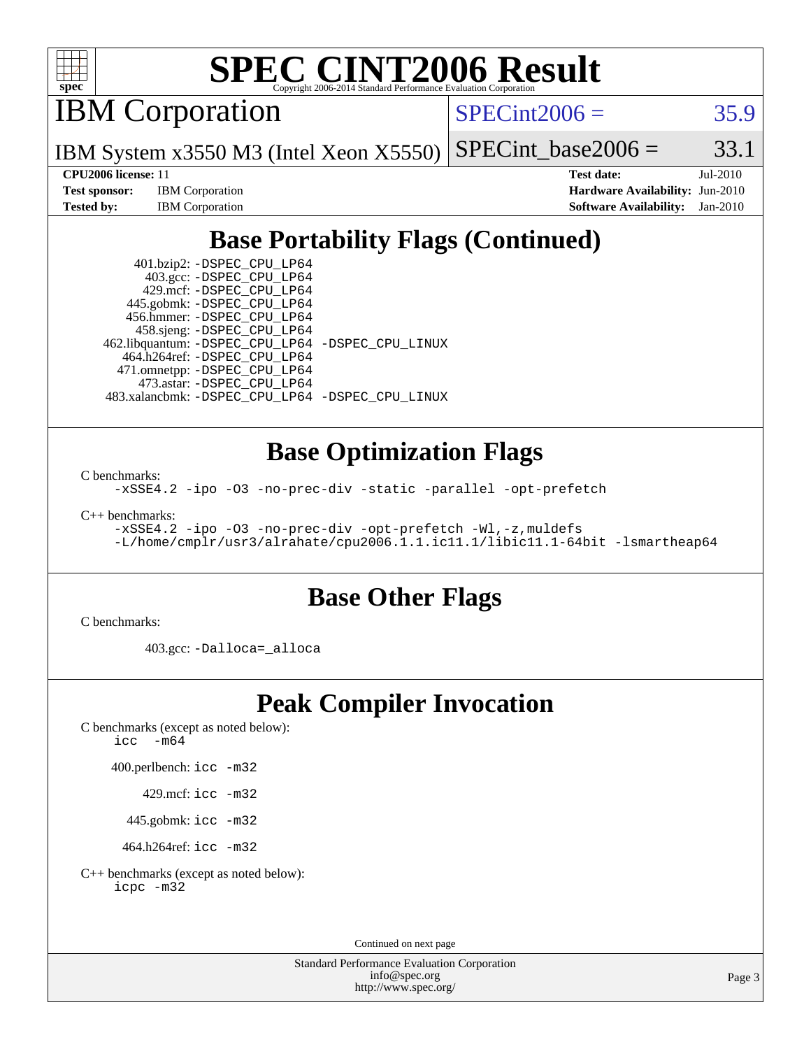# SPEC CINT2006 Result

## IBM Corporation

IBM System x3550 M3 (Intel Xeon X5550)

SPECint2006 = 35.9

SPECint_base2006 = 33.1

**CPU2006 license:** 11
**Test sponsor:** IBM Corporation
**Tested by:** IBM Corporation

**Test date:** Jul-2010
**Hardware Availability:** Jun-2010
**Software Availability:** Jan-2010

## Base Portability Flags (Continued)

401.bzip2: `-DSPEC_CPU_LP64`
403.gcc: `-DSPEC_CPU_LP64`
429.mcf: `-DSPEC_CPU_LP64`
445.gobmk: `-DSPEC_CPU_LP64`
456.hmmer: `-DSPEC_CPU_LP64`
458.sjeng: `-DSPEC_CPU_LP64`
462.libquantum: `-DSPEC_CPU_LP64 -DSPEC_CPU_LINUX`
464.h264ref: `-DSPEC_CPU_LP64`
471.omnetpp: `-DSPEC_CPU_LP64`
473.astar: `-DSPEC_CPU_LP64`
483.xalancbmk: `-DSPEC_CPU_LP64 -DSPEC_CPU_LINUX`

## Base Optimization Flags

C benchmarks:
```
-xSSE4.2 -ipo -O3 -no-prec-div -static -parallel -opt-prefetch
```

C++ benchmarks:
```
-xSSE4.2 -ipo -O3 -no-prec-div -opt-prefetch -Wl,-z,muldefs
-L/home/cmplr/usr3/alrahate/cpu2006.1.1.ic11.1/libic11.1-64bit -lsmartheap64
```

## Base Other Flags

C benchmarks:

403.gcc: `-Dalloca=_alloca`

## Peak Compiler Invocation

C benchmarks (except as noted below):
```
icc -m64
```

400.perlbench: `icc -m32`

429.mcf: `icc -m32`

445.gobmk: `icc -m32`

464.h264ref: `icc -m32`

C++ benchmarks (except as noted below):
```
icpc -m32
```

Continued on next page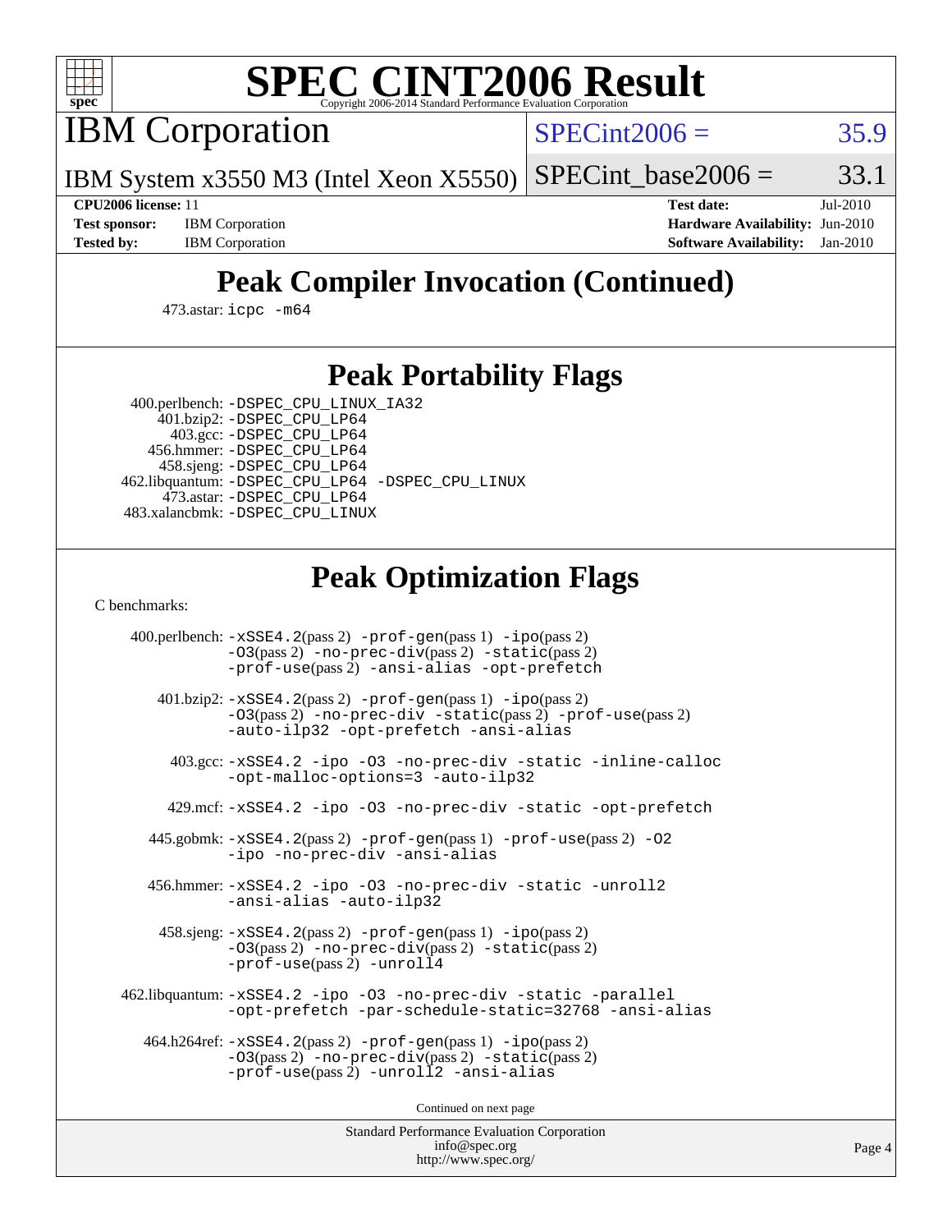# SPEC CINT2006 Result

Copyright 2006-2014 Standard Performance Evaluation Corporation

## IBM Corporation

IBM System x3550 M3 (Intel Xeon X5550)

SPECint2006 = 35.9

SPECint_base2006 = 33.1

**CPU2006 license:** 11
**Test sponsor:** IBM Corporation
**Tested by:** IBM Corporation

**Test date:** Jul-2010
**Hardware Availability:** Jun-2010
**Software Availability:** Jan-2010

## Peak Compiler Invocation (Continued)

473.astar: icpc -m64

## Peak Portability Flags

400.perlbench: -DSPEC_CPU_LINUX_IA32
401.bzip2: -DSPEC_CPU_LP64
403.gcc: -DSPEC_CPU_LP64
456.hmmer: -DSPEC_CPU_LP64
458.sjeng: -DSPEC_CPU_LP64
462.libquantum: -DSPEC_CPU_LP64 -DSPEC_CPU_LINUX
473.astar: -DSPEC_CPU_LP64
483.xalancbmk: -DSPEC_CPU_LINUX

## Peak Optimization Flags

C benchmarks:

400.perlbench: -xSSE4.2(pass 2) -prof-gen(pass 1) -ipo(pass 2) -O3(pass 2) -no-prec-div(pass 2) -static(pass 2) -prof-use(pass 2) -ansi-alias -opt-prefetch

401.bzip2: -xSSE4.2(pass 2) -prof-gen(pass 1) -ipo(pass 2) -O3(pass 2) -no-prec-div -static(pass 2) -prof-use(pass 2) -auto-ilp32 -opt-prefetch -ansi-alias

403.gcc: -xSSE4.2 -ipo -O3 -no-prec-div -static -inline-calloc -opt-malloc-options=3 -auto-ilp32

429.mcf: -xSSE4.2 -ipo -O3 -no-prec-div -static -opt-prefetch

445.gobmk: -xSSE4.2(pass 2) -prof-gen(pass 1) -prof-use(pass 2) -O2 -ipo -no-prec-div -ansi-alias

456.hmmer: -xSSE4.2 -ipo -O3 -no-prec-div -static -unroll2 -ansi-alias -auto-ilp32

458.sjeng: -xSSE4.2(pass 2) -prof-gen(pass 1) -ipo(pass 2) -O3(pass 2) -no-prec-div(pass 2) -static(pass 2) -prof-use(pass 2) -unroll4

462.libquantum: -xSSE4.2 -ipo -O3 -no-prec-div -static -parallel -opt-prefetch -par-schedule-static=32768 -ansi-alias

464.h264ref: -xSSE4.2(pass 2) -prof-gen(pass 1) -ipo(pass 2) -O3(pass 2) -no-prec-div(pass 2) -static(pass 2) -prof-use(pass 2) -unroll2 -ansi-alias

Continued on next page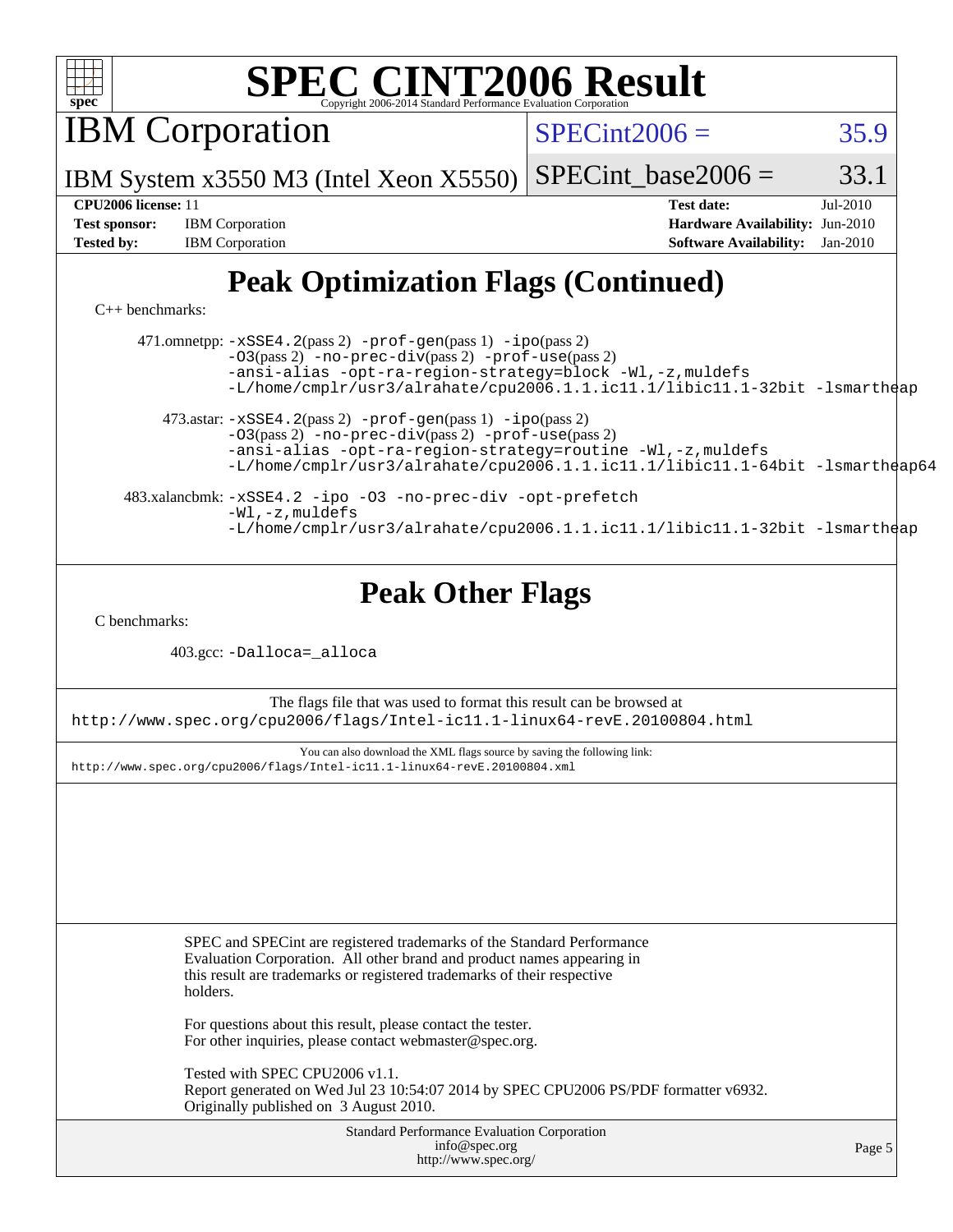# SPEC CINT2006 Result

Copyright 2006-2014 Standard Performance Evaluation Corporation

**IBM Corporation**

IBM System x3550 M3 (Intel Xeon X5550)

SPECint2006 = 35.9

SPECint_base2006 = 33.1

| | | | |
|---|---|---|---|
| **CPU2006 license:** 11 | | **Test date:** | Jul-2010 |
| **Test sponsor:** | IBM Corporation | **Hardware Availability:** | Jun-2010 |
| **Tested by:** | IBM Corporation | **Software Availability:** | Jan-2010 |

## Peak Optimization Flags (Continued)

C++ benchmarks:

471.omnetpp: -xSSE4.2(pass 2) -prof-gen(pass 1) -ipo(pass 2) -O3(pass 2) -no-prec-div(pass 2) -prof-use(pass 2) -ansi-alias -opt-ra-region-strategy=block -Wl,-z,muldefs -L/home/cmplr/usr3/alrahate/cpu2006.1.1.ic11.1/libic11.1-32bit -lsmartheap

473.astar: -xSSE4.2(pass 2) -prof-gen(pass 1) -ipo(pass 2) -O3(pass 2) -no-prec-div(pass 2) -prof-use(pass 2) -ansi-alias -opt-ra-region-strategy=routine -Wl,-z,muldefs -L/home/cmplr/usr3/alrahate/cpu2006.1.1.ic11.1/libic11.1-64bit -lsmartheap64

483.xalancbmk: -xSSE4.2 -ipo -O3 -no-prec-div -opt-prefetch -Wl,-z,muldefs -L/home/cmplr/usr3/alrahate/cpu2006.1.1.ic11.1/libic11.1-32bit -lsmartheap

## Peak Other Flags

C benchmarks:

403.gcc: -Dalloca=_alloca

The flags file that was used to format this result can be browsed at
http://www.spec.org/cpu2006/flags/Intel-ic11.1-linux64-revE.20100804.html

You can also download the XML flags source by saving the following link:
http://www.spec.org/cpu2006/flags/Intel-ic11.1-linux64-revE.20100804.xml

SPEC and SPECint are registered trademarks of the Standard Performance Evaluation Corporation. All other brand and product names appearing in this result are trademarks or registered trademarks of their respective holders.

For questions about this result, please contact the tester.
For other inquiries, please contact webmaster@spec.org.

Tested with SPEC CPU2006 v1.1.
Report generated on Wed Jul 23 10:54:07 2014 by SPEC CPU2006 PS/PDF formatter v6932.
Originally published on 3 August 2010.

Standard Performance Evaluation Corporation
info@spec.org
http://www.spec.org/